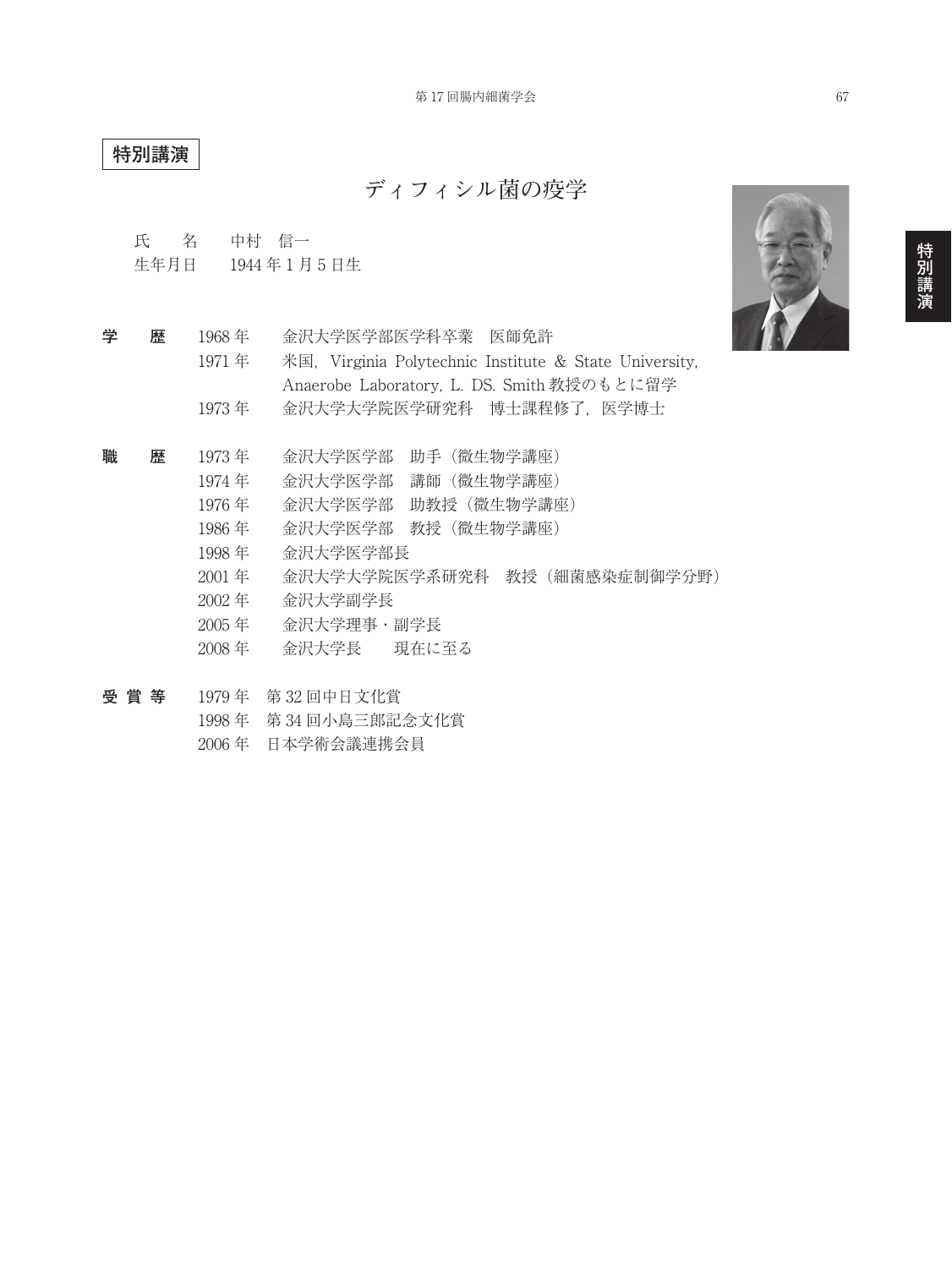**特別講演**

# ディフィシル菌の疫学

氏　　名　　中村　信一
生年月日　　1944 年 1 月 5 日生

**学　　歴**

| | |
|---|---|
| 1968 年 | 金沢大学医学部医学科卒業　医師免許 |
| 1971 年 | 米国，Virginia Polytechnic Institute & State University, Anaerobe Laboratory, L. DS. Smith 教授のもとに留学 |
| 1973 年 | 金沢大学大学院医学研究科　博士課程修了，医学博士 |

**職　　歴**

| | |
|---|---|
| 1973 年 | 金沢大学医学部　助手（微生物学講座） |
| 1974 年 | 金沢大学医学部　講師（微生物学講座） |
| 1976 年 | 金沢大学医学部　助教授（微生物学講座） |
| 1986 年 | 金沢大学医学部　教授（微生物学講座） |
| 1998 年 | 金沢大学医学部長 |
| 2001 年 | 金沢大学大学院医学系研究科　教授（細菌感染症制御学分野） |
| 2002 年 | 金沢大学副学長 |
| 2005 年 | 金沢大学理事・副学長 |
| 2008 年 | 金沢大学長　　現在に至る |

**受 賞 等**

| | |
|---|---|
| 1979 年 | 第 32 回中日文化賞 |
| 1998 年 | 第 34 回小島三郎記念文化賞 |
| 2006 年 | 日本学術会議連携会員 |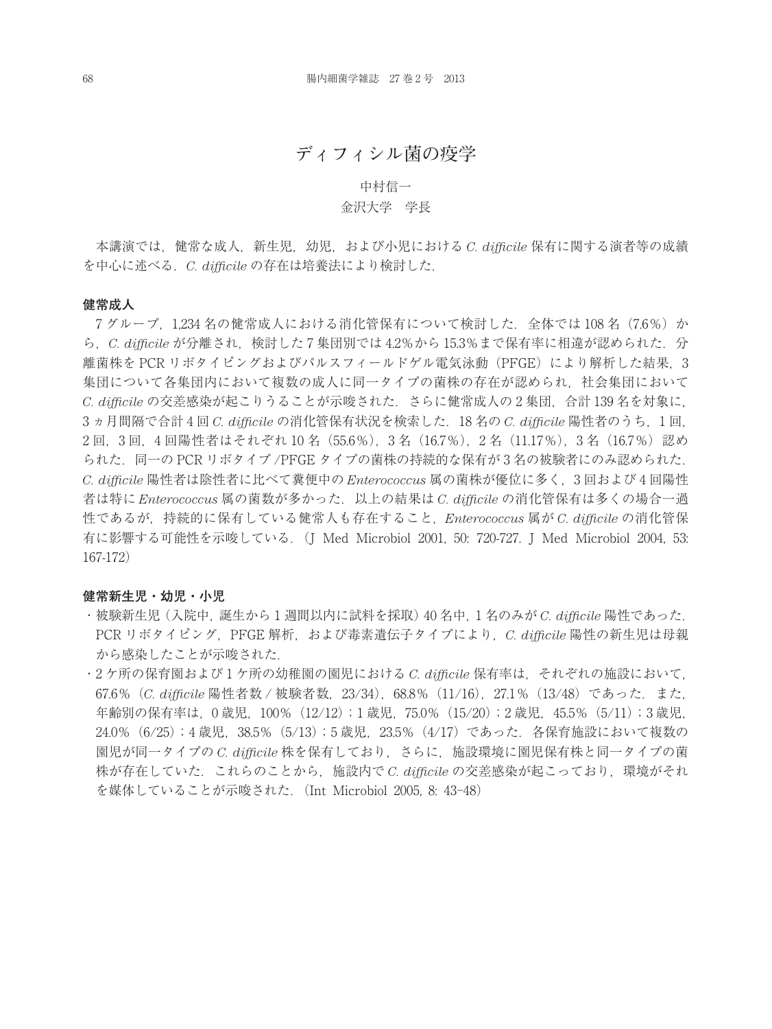# ディフィシル菌の疫学

中村信一
金沢大学　学長

本講演では，健常な成人，新生児，幼児，および小児における *C. difficile* 保有に関する演者等の成績を中心に述べる．*C. difficile* の存在は培養法により検討した．

### 健常成人

7グループ，1,234名の健常成人における消化管保有について検討した．全体では108名（7.6%）から，*C. difficile* が分離され，検討した7集団別では4.2%から15.3%まで保有率に相違が認められた．分離菌株をPCRリボタイピングおよびパルスフィールドゲル電気泳動（PFGE）により解析した結果，3集団について各集団内において複数の成人に同一タイプの菌株の存在が認められ，社会集団において *C. difficile* の交差感染が起こりうることが示唆された．さらに健常成人の2集団，合計139名を対象に，3ヵ月間隔で合計4回 *C. difficile* の消化管保有状況を検索した．18名の *C. difficile* 陽性者のうち，1回，2回，3回，4回陽性者はそれぞれ10名（55.6%），3名（16.7%），2名（11.17%），3名（16.7%）認められた．同一のPCRリボタイプ/PFGEタイプの菌株の持続的な保有が3名の被験者にのみ認められた．*C. difficile* 陽性者は陰性者に比べて糞便中の *Enterococcus* 属の菌株が優位に多く，3回および4回陽性者は特に *Enterococcus* 属の菌数が多かった．以上の結果は *C. difficile* の消化管保有は多くの場合一過性であるが，持続的に保有している健常人も存在すること，*Enterococcus* 属が *C. difficile* の消化管保有に影響する可能性を示唆している．（J Med Microbiol 2001, 50: 720-727. J Med Microbiol 2004, 53: 167-172）

### 健常新生児・幼児・小児

- 被験新生児（入院中，誕生から1週間以内に試料を採取）40名中，1名のみが *C. difficile* 陽性であった．PCRリボタイピング，PFGE解析，および毒素遺伝子タイプにより，*C. difficile* 陽性の新生児は母親から感染したことが示唆された．
- 2ケ所の保育園および1ケ所の幼稚園の園児における *C. difficile* 保有率は，それぞれの施設において，67.6%（*C. difficile* 陽性者数/被験者数，23/34），68.8%（11/16），27.1%（13/48）であった．また，年齢別の保有率は，0歳児，100%（12/12）；1歳児，75.0%（15/20）；2歳児，45.5%（5/11）；3歳児，24.0%（6/25）；4歳児，38.5%（5/13）；5歳児，23.5%（4/17）であった．各保育施設において複数の園児が同一タイプの *C. difficile* 株を保有しており，さらに，施設環境に園児保有株と同一タイプの菌株が存在していた．これらのことから，施設内で *C. difficile* の交差感染が起こっており，環境がそれを媒体していることが示唆された．（Int Microbiol 2005, 8: 43-48）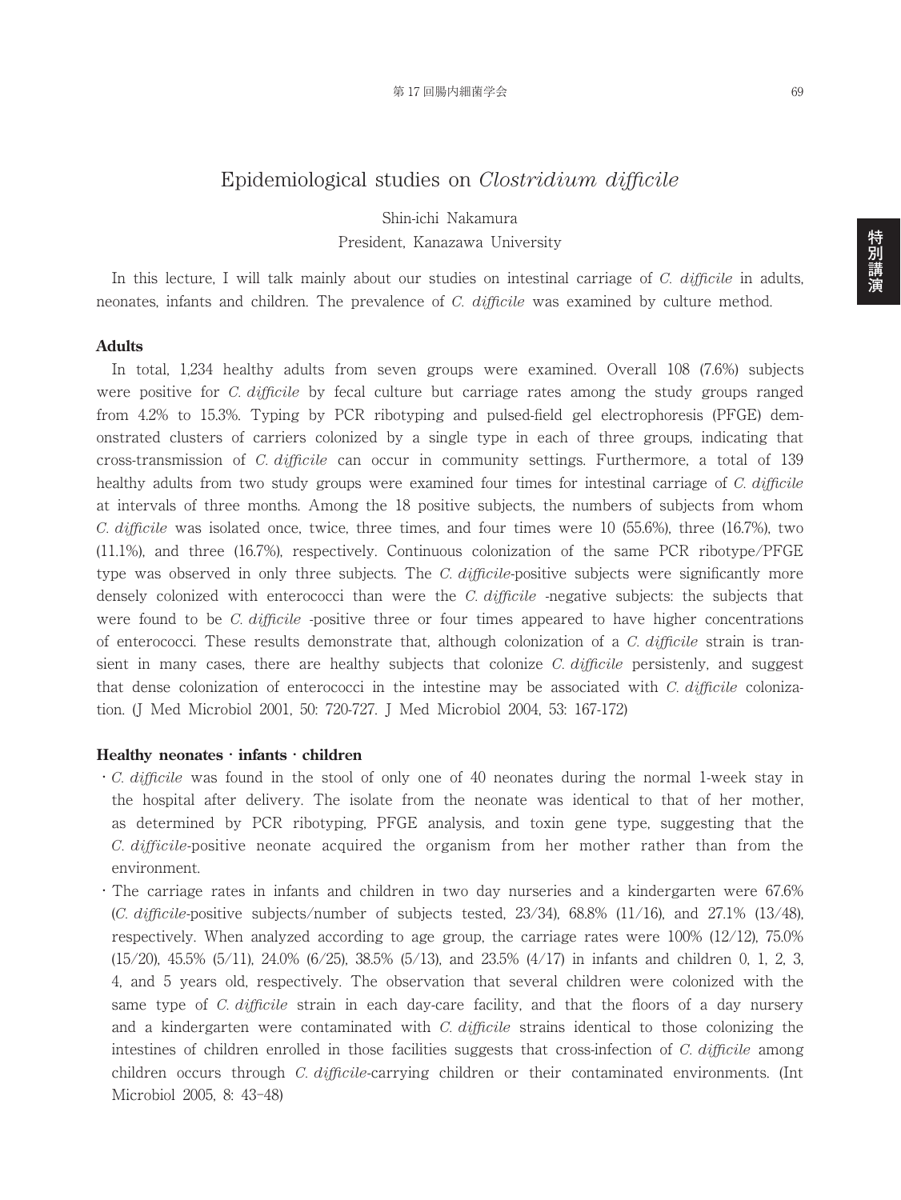# Epidemiological studies on *Clostridium difficile*

Shin-ichi Nakamura
President, Kanazawa University

In this lecture, I will talk mainly about our studies on intestinal carriage of *C. difficile* in adults, neonates, infants and children. The prevalence of *C. difficile* was examined by culture method.

## Adults

In total, 1,234 healthy adults from seven groups were examined. Overall 108 (7.6%) subjects were positive for *C. difficile* by fecal culture but carriage rates among the study groups ranged from 4.2% to 15.3%. Typing by PCR ribotyping and pulsed-field gel electrophoresis (PFGE) demonstrated clusters of carriers colonized by a single type in each of three groups, indicating that cross-transmission of *C. difficile* can occur in community settings. Furthermore, a total of 139 healthy adults from two study groups were examined four times for intestinal carriage of *C. difficile* at intervals of three months. Among the 18 positive subjects, the numbers of subjects from whom *C. difficile* was isolated once, twice, three times, and four times were 10 (55.6%), three (16.7%), two (11.1%), and three (16.7%), respectively. Continuous colonization of the same PCR ribotype/PFGE type was observed in only three subjects. The *C. difficile*-positive subjects were significantly more densely colonized with enterococci than were the *C. difficile* -negative subjects: the subjects that were found to be *C. difficile* -positive three or four times appeared to have higher concentrations of enterococci. These results demonstrate that, although colonization of a *C. difficile* strain is transient in many cases, there are healthy subjects that colonize *C. difficile* persistenly, and suggest that dense colonization of enterococci in the intestine may be associated with *C. difficile* colonization. (J Med Microbiol 2001, 50: 720-727. J Med Microbiol 2004, 53: 167-172)

## Healthy neonates · infants · children

- *C. difficile* was found in the stool of only one of 40 neonates during the normal 1-week stay in the hospital after delivery. The isolate from the neonate was identical to that of her mother, as determined by PCR ribotyping, PFGE analysis, and toxin gene type, suggesting that the *C. difficile*-positive neonate acquired the organism from her mother rather than from the environment.
- The carriage rates in infants and children in two day nurseries and a kindergarten were 67.6% (*C. difficile*-positive subjects/number of subjects tested, 23/34), 68.8% (11/16), and 27.1% (13/48), respectively. When analyzed according to age group, the carriage rates were 100% (12/12), 75.0% (15/20), 45.5% (5/11), 24.0% (6/25), 38.5% (5/13), and 23.5% (4/17) in infants and children 0, 1, 2, 3, 4, and 5 years old, respectively. The observation that several children were colonized with the same type of *C. difficile* strain in each day-care facility, and that the floors of a day nursery and a kindergarten were contaminated with *C. difficile* strains identical to those colonizing the intestines of children enrolled in those facilities suggests that cross-infection of *C. difficile* among children occurs through *C. difficile*-carrying children or their contaminated environments. (Int Microbiol 2005, 8: 43-48)